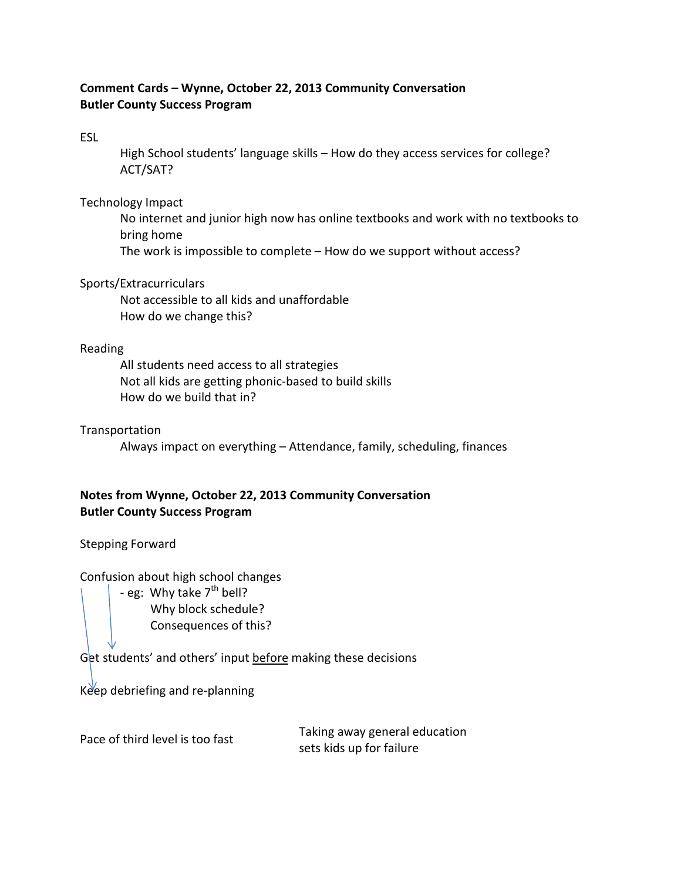**Comment Cards – Wynne, October 22, 2013 Community Conversation**
**Butler County Success Program**

ESL

High School students' language skills – How do they access services for college? ACT/SAT?

Technology Impact

No internet and junior high now has online textbooks and work with no textbooks to bring home

The work is impossible to complete – How do we support without access?

Sports/Extracurriculars

Not accessible to all kids and unaffordable

How do we change this?

Reading

All students need access to all strategies

Not all kids are getting phonic-based to build skills

How do we build that in?

Transportation

Always impact on everything – Attendance, family, scheduling, finances

**Notes from Wynne, October 22, 2013 Community Conversation**
**Butler County Success Program**

Stepping Forward

Confusion about high school changes

- eg: Why take 7th bell?
  Why block schedule?
  Consequences of this?

Get students' and others' input before making these decisions

Keep debriefing and re-planning

Pace of third level is too fast

Taking away general education sets kids up for failure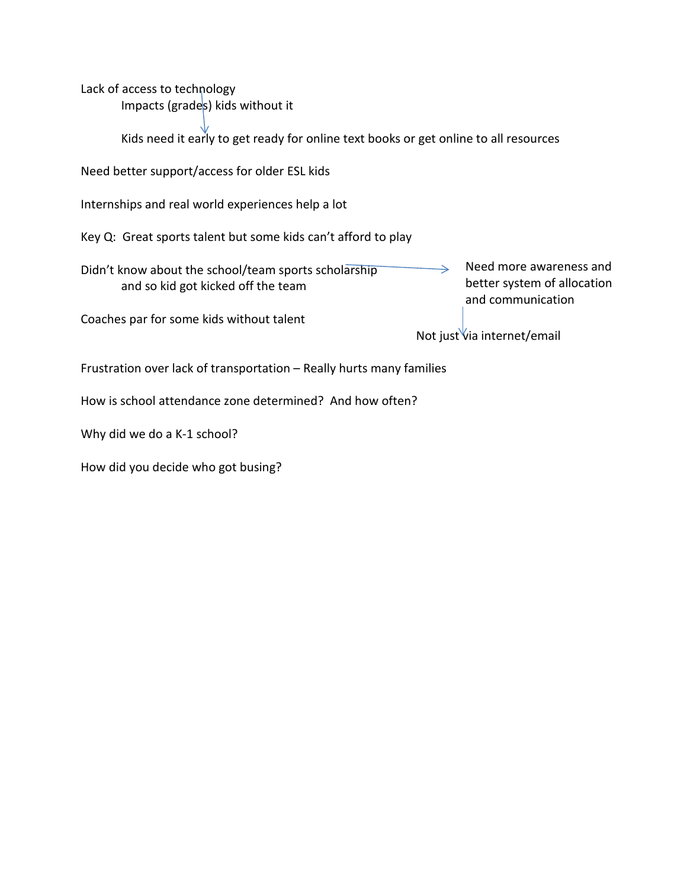Lack of access to technology

- Impacts (grades) kids without it
- Kids need it early to get ready for online text books or get online to all resources

Need better support/access for older ESL kids

Internships and real world experiences help a lot

Key Q: Great sports talent but some kids can't afford to play

Didn't know about the school/team sports scholarship

- and so kid got kicked off the team

Need more awareness and better system of allocation and communication

- Not just via internet/email

Coaches par for some kids without talent

Frustration over lack of transportation – Really hurts many families

How is school attendance zone determined? And how often?

Why did we do a K-1 school?

How did you decide who got busing?